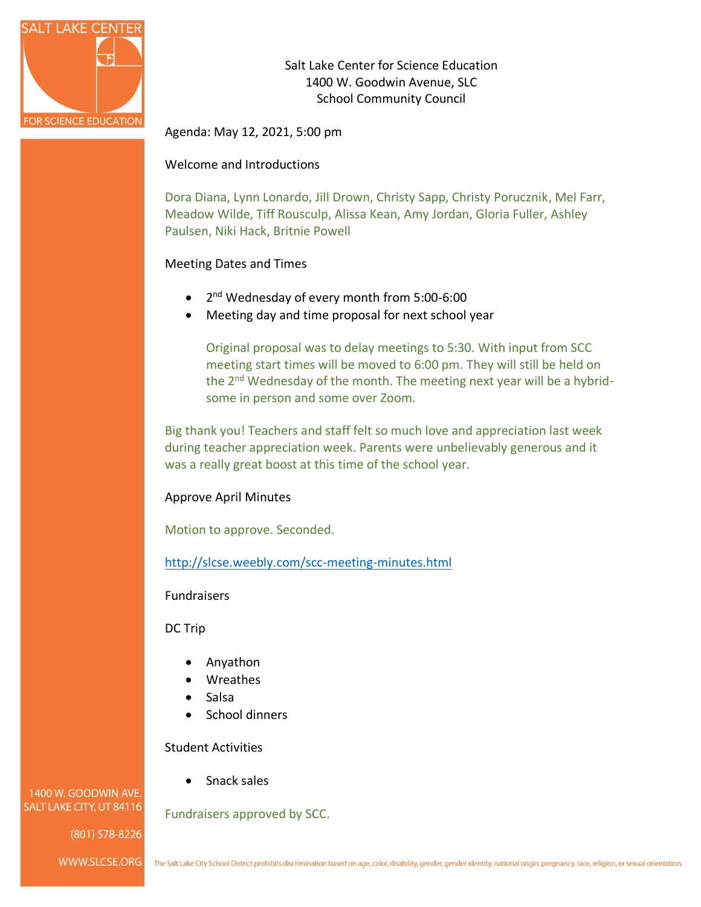Salt Lake Center for Science Education
1400 W. Goodwin Avenue, SLC
School Community Council

Agenda: May 12, 2021, 5:00 pm

Welcome and Introductions

Dora Diana, Lynn Lonardo, Jill Drown, Christy Sapp, Christy Porucznik, Mel Farr, Meadow Wilde, Tiff Rousculp, Alissa Kean, Amy Jordan, Gloria Fuller, Ashley Paulsen, Niki Hack, Britnie Powell

Meeting Dates and Times

- 2nd Wednesday of every month from 5:00-6:00
- Meeting day and time proposal for next school year

  Original proposal was to delay meetings to 5:30. With input from SCC meeting start times will be moved to 6:00 pm. They will still be held on the 2nd Wednesday of the month. The meeting next year will be a hybrid- some in person and some over Zoom.

Big thank you! Teachers and staff felt so much love and appreciation last week during teacher appreciation week. Parents were unbelievably generous and it was a really great boost at this time of the school year.

Approve April Minutes

Motion to approve. Seconded.

http://slcse.weebly.com/scc-meeting-minutes.html

Fundraisers

DC Trip

- Anyathon
- Wreathes
- Salsa
- School dinners

Student Activities

- Snack sales

Fundraisers approved by SCC.

1400 W. GOODWIN AVE.
SALT LAKE CITY, UT 84116

(801) 578-8226

WWW.SLCSE.ORG

The Salt Lake City School District prohibits discrimination based on age, color, disability, gender, gender identity, national origin, pregnancy, race, religion, or sexual orientation.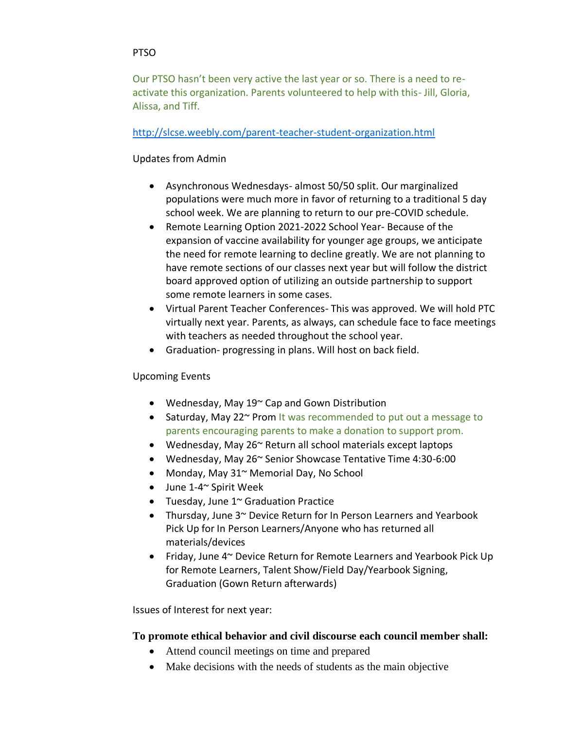PTSO

Our PTSO hasn't been very active the last year or so. There is a need to re-activate this organization. Parents volunteered to help with this- Jill, Gloria, Alissa, and Tiff.

http://slcse.weebly.com/parent-teacher-student-organization.html

Updates from Admin

- Asynchronous Wednesdays- almost 50/50 split. Our marginalized populations were much more in favor of returning to a traditional 5 day school week. We are planning to return to our pre-COVID schedule.
- Remote Learning Option 2021-2022 School Year- Because of the expansion of vaccine availability for younger age groups, we anticipate the need for remote learning to decline greatly. We are not planning to have remote sections of our classes next year but will follow the district board approved option of utilizing an outside partnership to support some remote learners in some cases.
- Virtual Parent Teacher Conferences- This was approved. We will hold PTC virtually next year. Parents, as always, can schedule face to face meetings with teachers as needed throughout the school year.
- Graduation- progressing in plans. Will host on back field.

Upcoming Events

- Wednesday, May 19~ Cap and Gown Distribution
- Saturday, May 22~ Prom It was recommended to put out a message to parents encouraging parents to make a donation to support prom.
- Wednesday, May 26~ Return all school materials except laptops
- Wednesday, May 26~ Senior Showcase Tentative Time 4:30-6:00
- Monday, May 31~ Memorial Day, No School
- June 1-4~ Spirit Week
- Tuesday, June 1~ Graduation Practice
- Thursday, June 3~ Device Return for In Person Learners and Yearbook Pick Up for In Person Learners/Anyone who has returned all materials/devices
- Friday, June 4~ Device Return for Remote Learners and Yearbook Pick Up for Remote Learners, Talent Show/Field Day/Yearbook Signing, Graduation (Gown Return afterwards)

Issues of Interest for next year:

**To promote ethical behavior and civil discourse each council member shall:**

- Attend council meetings on time and prepared
- Make decisions with the needs of students as the main objective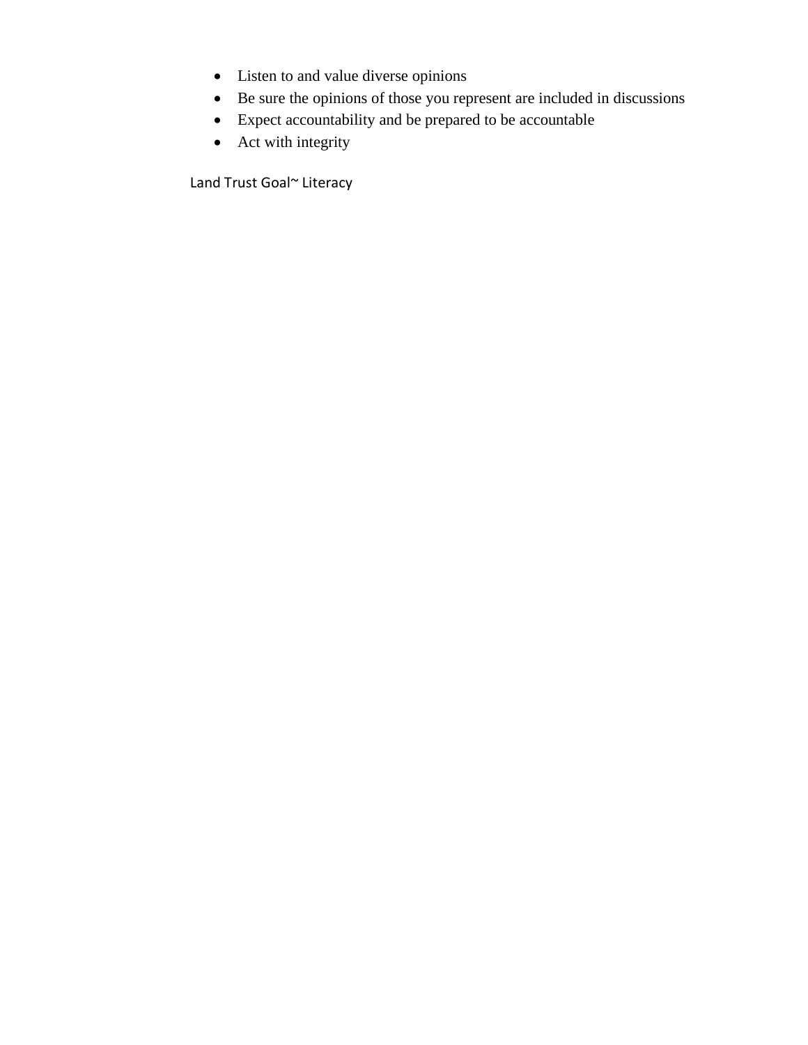- Listen to and value diverse opinions
- Be sure the opinions of those you represent are included in discussions
- Expect accountability and be prepared to be accountable
- Act with integrity

Land Trust Goal~ Literacy